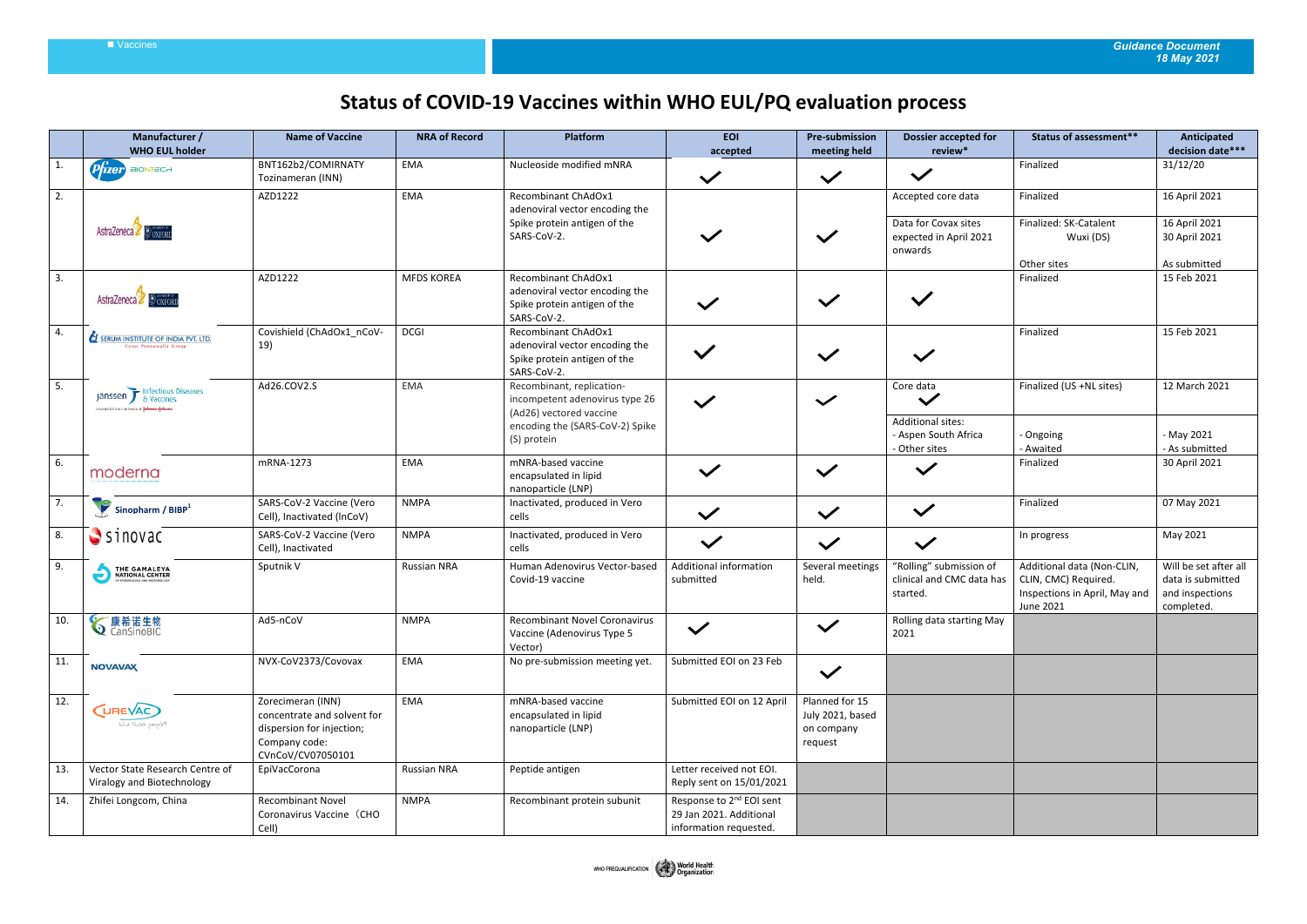# Status of COVID-19 Vaccines within WHO EUL/PQ evaluation process

| | Manufacturer / WHO EUL holder | Name of Vaccine | NRA of Record | Platform | EOI accepted | Pre-submission meeting held | Dossier accepted for review* | Status of assessment** | Anticipated decision date*** |
|---|---|---|---|---|---|---|---|---|---|
| 1. | Pfizer BIONTECH | BNT162b2/COMIRNATY Tozinameran (INN) | EMA | Nucleoside modified mRNA | ✓ | ✓ | ✓ | Finalized | 31/12/20 |
| 2. | AstraZeneca University of Oxford | AZD1222 | EMA | Recombinant ChAdOx1 adenoviral vector encoding the Spike protein antigen of the SARS-CoV-2. | ✓ | ✓ | Accepted core data | Finalized | 16 April 2021 |
| | | | | | | | Data for Covax sites expected in April 2021 onwards | Finalized: SK-Catalent Wuxi (DS) <br> Other sites | 16 April 2021 <br> 30 April 2021 <br> As submitted |
| 3. | AstraZeneca University of Oxford | AZD1222 | MFDS KOREA | Recombinant ChAdOx1 adenoviral vector encoding the Spike protein antigen of the SARS-CoV-2. | ✓ | ✓ | ✓ | Finalized | 15 Feb 2021 |
| 4. | SERUM INSTITUTE OF INDIA PVT. LTD. Cyrus Poonawalla Group | Covishield (ChAdOx1_nCoV-19) | DCGI | Recombinant ChAdOx1 adenoviral vector encoding the Spike protein antigen of the SARS-CoV-2. | ✓ | ✓ | ✓ | Finalized | 15 Feb 2021 |
| 5. | Janssen Infectious Diseases & Vaccines | Ad26.COV2.S | EMA | Recombinant, replication-incompetent adenovirus type 26 (Ad26) vectored vaccine encoding the (SARS-CoV-2) Spike (S) protein | ✓ | ✓ | Core data ✓ | Finalized (US +NL sites) | 12 March 2021 |
| | | | | | | | Additional sites: <br> - Aspen South Africa <br> - Other sites | - Ongoing <br> - Awaited | - May 2021 <br> - As submitted |
| 6. | moderna | mRNA-1273 | EMA | mRNA-based vaccine encapsulated in lipid nanoparticle (LNP) | ✓ | ✓ | ✓ | Finalized | 30 April 2021 |
| 7. | Sinopharm / BIBP[1] | SARS-CoV-2 Vaccine (Vero Cell), Inactivated (InCoV) | NMPA | Inactivated, produced in Vero cells | ✓ | ✓ | ✓ | Finalized | 07 May 2021 |
| 8. | sinovac | SARS-CoV-2 Vaccine (Vero Cell), Inactivated | NMPA | Inactivated, produced in Vero cells | ✓ | ✓ | ✓ | In progress | May 2021 |
| 9. | THE GAMALEYA NATIONAL CENTER | Sputnik V | Russian NRA | Human Adenovirus Vector-based Covid-19 vaccine | Additional information submitted | Several meetings held. | "Rolling" submission of clinical and CMC data has started. | Additional data (Non-CLIN, CLIN, CMC) Required. Inspections in April, May and June 2021 | Will be set after all data is submitted and inspections completed. |
| 10. | 康希诺生物 CanSinoBIO | Ad5-nCoV | NMPA | Recombinant Novel Coronavirus Vaccine (Adenovirus Type 5 Vector) | ✓ | ✓ | Rolling data starting May 2021 | | |
| 11. | NOVAVAX | NVX-CoV2373/Covovax | EMA | No pre-submission meeting yet. | Submitted EOI on 23 Feb | ✓ | | | |
| 12. | CUREVAC | Zorecimeran (INN) concentrate and solvent for dispersion for injection; Company code: CVnCoV/CV07050101 | EMA | mRNA-based vaccine encapsulated in lipid nanoparticle (LNP) | Submitted EOI on 12 April | Planned for 15 July 2021, based on company request | | | |
| 13. | Vector State Research Centre of Viralogy and Biotechnology | EpiVacCorona | Russian NRA | Peptide antigen | Letter received not EOI. Reply sent on 15/01/2021 | | | | |
| 14. | Zhifei Longcom, China | Recombinant Novel Coronavirus Vaccine（CHO Cell) | NMPA | Recombinant protein subunit | Response to 2nd EOI sent 29 Jan 2021. Additional information requested. | | | | |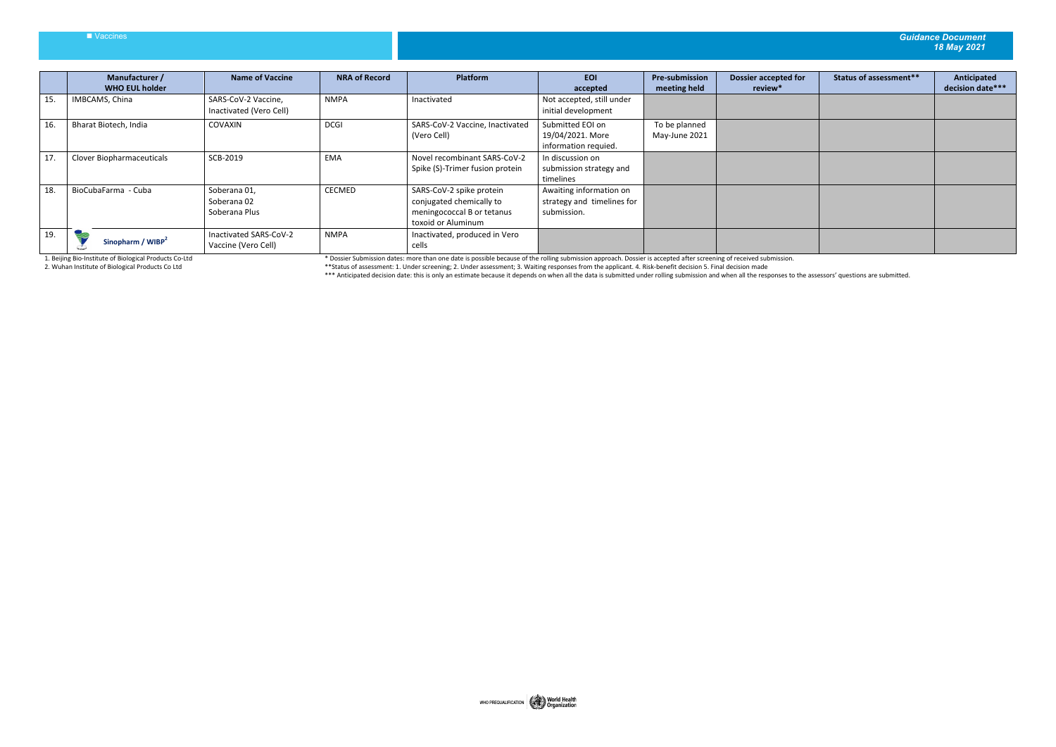|  | Manufacturer / WHO EUL holder | Name of Vaccine | NRA of Record | Platform | EOI accepted | Pre-submission meeting held | Dossier accepted for review* | Status of assessment** | Anticipated decision date*** |
|---|---|---|---|---|---|---|---|---|---|
| 15. | IMBCAMS, China | SARS-CoV-2 Vaccine, Inactivated (Vero Cell) | NMPA | Inactivated | Not accepted, still under initial development |  |  |  |  |
| 16. | Bharat Biotech, India | COVAXIN | DCGI | SARS-CoV-2 Vaccine, Inactivated (Vero Cell) | Submitted EOI on 19/04/2021. More information requied. | To be planned May-June 2021 |  |  |  |
| 17. | Clover Biopharmaceuticals | SCB-2019 | EMA | Novel recombinant SARS-CoV-2 Spike (S)-Trimer fusion protein | In discussion on submission strategy and timelines |  |  |  |  |
| 18. | BioCubaFarma - Cuba | Soberana 01, Soberana 02 Soberana Plus | CECMED | SARS-CoV-2 spike protein conjugated chemically to meningococcal B or tetanus toxoid or Aluminum | Awaiting information on strategy and timelines for submission. |  |  |  |  |
| 19. | Sinopharm / WIBP[2] | Inactivated SARS-CoV-2 Vaccine (Vero Cell) | NMPA | Inactivated, produced in Vero cells |  |  |  |  |  |

1. Beijing Bio-Institute of Biological Products Co-Ltd
2. Wuhan Institute of Biological Products Co Ltd

* Dossier Submission dates: more than one date is possible because of the rolling submission approach. Dossier is accepted after screening of received submission.

**Status of assessment: 1. Under screening; 2. Under assessment; 3. Waiting responses from the applicant. 4. Risk-benefit decision 5. Final decision made

*** Anticipated decision date: this is only an estimate because it depends on when all the data is submitted under rolling submission and when all the responses to the assessors' questions are submitted.